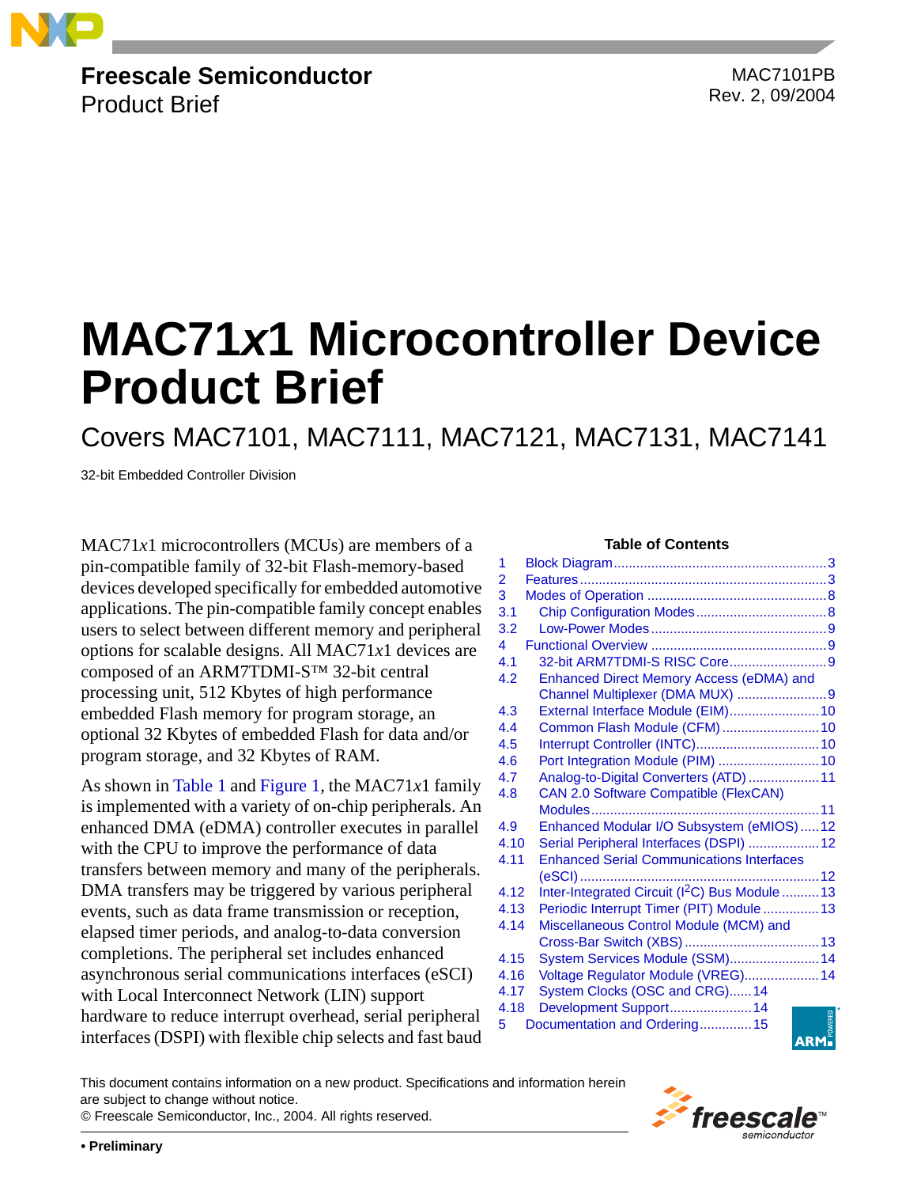**Freescale Semiconductor**
Product Brief

MAC7101PB
Rev. 2, 09/2004

# MAC71*x*1 Microcontroller Device Product Brief

## Covers MAC7101, MAC7111, MAC7121, MAC7131, MAC7141

32-bit Embedded Controller Division

MAC71*x*1 microcontrollers (MCUs) are members of a pin-compatible family of 32-bit Flash-memory-based devices developed specifically for embedded automotive applications. The pin-compatible family concept enables users to select between different memory and peripheral options for scalable designs. All MAC71*x*1 devices are composed of an ARM7TDMI-S™ 32-bit central processing unit, 512 Kbytes of high performance embedded Flash memory for program storage, an optional 32 Kbytes of embedded Flash for data and/or program storage, and 32 Kbytes of RAM.

As shown in Table 1 and Figure 1, the MAC71*x*1 family is implemented with a variety of on-chip peripherals. An enhanced DMA (eDMA) controller executes in parallel with the CPU to improve the performance of data transfers between memory and many of the peripherals. DMA transfers may be triggered by various peripheral events, such as data frame transmission or reception, elapsed timer periods, and analog-to-data conversion completions. The peripheral set includes enhanced asynchronous serial communications interfaces (eSCI) with Local Interconnect Network (LIN) support hardware to reduce interrupt overhead, serial peripheral interfaces (DSPI) with flexible chip selects and fast baud

**Table of Contents**

| | | |
|---|---|---|
| 1 | Block Diagram | 3 |
| 2 | Features | 3 |
| 3 | Modes of Operation | 8 |
| 3.1 | Chip Configuration Modes | 8 |
| 3.2 | Low-Power Modes | 9 |
| 4 | Functional Overview | 9 |
| 4.1 | 32-bit ARM7TDMI-S RISC Core | 9 |
| 4.2 | Enhanced Direct Memory Access (eDMA) and Channel Multiplexer (DMA MUX) | 9 |
| 4.3 | External Interface Module (EIM) | 10 |
| 4.4 | Common Flash Module (CFM) | 10 |
| 4.5 | Interrupt Controller (INTC) | 10 |
| 4.6 | Port Integration Module (PIM) | 10 |
| 4.7 | Analog-to-Digital Converters (ATD) | 11 |
| 4.8 | CAN 2.0 Software Compatible (FlexCAN) Modules | 11 |
| 4.9 | Enhanced Modular I/O Subsystem (eMIOS) | 12 |
| 4.10 | Serial Peripheral Interfaces (DSPI) | 12 |
| 4.11 | Enhanced Serial Communications Interfaces (eSCI) | 12 |
| 4.12 | Inter-Integrated Circuit (I²C) Bus Module | 13 |
| 4.13 | Periodic Interrupt Timer (PIT) Module | 13 |
| 4.14 | Miscellaneous Control Module (MCM) and Cross-Bar Switch (XBS) | 13 |
| 4.15 | System Services Module (SSM) | 14 |
| 4.16 | Voltage Regulator Module (VREG) | 14 |
| 4.17 | System Clocks (OSC and CRG) | 14 |
| 4.18 | Development Support | 14 |
| 5 | Documentation and Ordering | 15 |

This document contains information on a new product. Specifications and information herein are subject to change without notice.
© Freescale Semiconductor, Inc., 2004. All rights reserved.

• Preliminary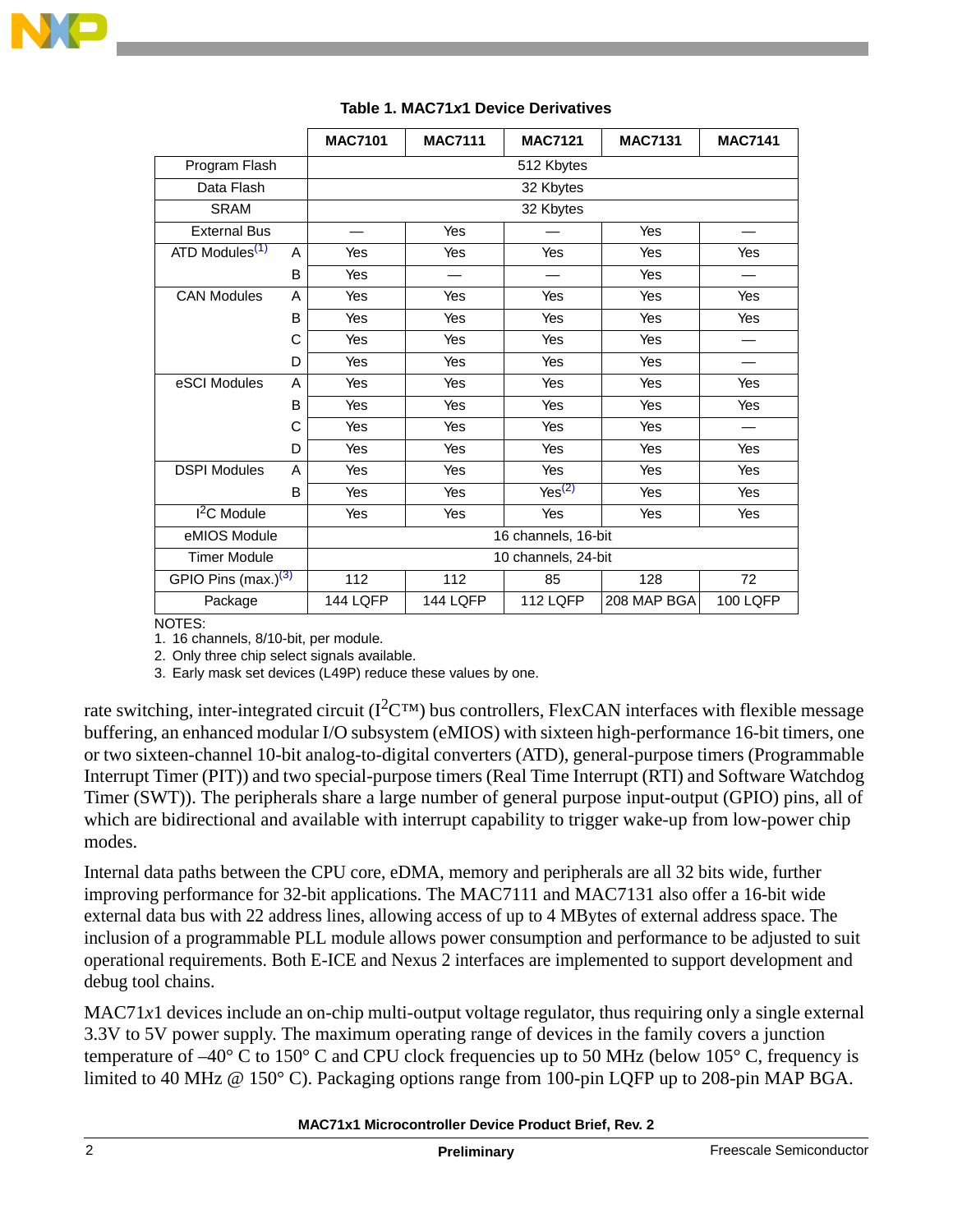**Table 1. MAC71*x*1 Device Derivatives**

| | | MAC7101 | MAC7111 | MAC7121 | MAC7131 | MAC7141 |
|---|---|---|---|---|---|---|
| Program Flash | | 512 Kbytes | | | | |
| Data Flash | | 32 Kbytes | | | | |
| SRAM | | 32 Kbytes | | | | |
| External Bus | | — | Yes | — | Yes | — |
| ATD Modules[(1)] | A | Yes | Yes | Yes | Yes | Yes |
| | B | Yes | — | — | Yes | — |
| CAN Modules | A | Yes | Yes | Yes | Yes | Yes |
| | B | Yes | Yes | Yes | Yes | Yes |
| | C | Yes | Yes | Yes | Yes | — |
| | D | Yes | Yes | Yes | Yes | — |
| eSCI Modules | A | Yes | Yes | Yes | Yes | Yes |
| | B | Yes | Yes | Yes | Yes | Yes |
| | C | Yes | Yes | Yes | Yes | — |
| | D | Yes | Yes | Yes | Yes | Yes |
| DSPI Modules | A | Yes | Yes | Yes | Yes | Yes |
| | B | Yes | Yes | Yes[(2)] | Yes | Yes |
| $I^2C$ Module | | Yes | Yes | Yes | Yes | Yes |
| eMIOS Module | | 16 channels, 16-bit | | | | |
| Timer Module | | 10 channels, 24-bit | | | | |
| GPIO Pins (max.)[(3)] | | 112 | 112 | 85 | 128 | 72 |
| Package | | 144 LQFP | 144 LQFP | 112 LQFP | 208 MAP BGA | 100 LQFP |

NOTES:
1. 16 channels, 8/10-bit, per module.
2. Only three chip select signals available.
3. Early mask set devices (L49P) reduce these values by one.

rate switching, inter-integrated circuit ($I^2C$™) bus controllers, FlexCAN interfaces with flexible message buffering, an enhanced modular I/O subsystem (eMIOS) with sixteen high-performance 16-bit timers, one or two sixteen-channel 10-bit analog-to-digital converters (ATD), general-purpose timers (Programmable Interrupt Timer (PIT)) and two special-purpose timers (Real Time Interrupt (RTI) and Software Watchdog Timer (SWT)). The peripherals share a large number of general purpose input-output (GPIO) pins, all of which are bidirectional and available with interrupt capability to trigger wake-up from low-power chip modes.

Internal data paths between the CPU core, eDMA, memory and peripherals are all 32 bits wide, further improving performance for 32-bit applications. The MAC7111 and MAC7131 also offer a 16-bit wide external data bus with 22 address lines, allowing access of up to 4 MBytes of external address space. The inclusion of a programmable PLL module allows power consumption and performance to be adjusted to suit operational requirements. Both E-ICE and Nexus 2 interfaces are implemented to support development and debug tool chains.

MAC71*x*1 devices include an on-chip multi-output voltage regulator, thus requiring only a single external 3.3V to 5V power supply. The maximum operating range of devices in the family covers a junction temperature of –40° C to 150° C and CPU clock frequencies up to 50 MHz (below 105° C, frequency is limited to 40 MHz @ 150° C). Packaging options range from 100-pin LQFP up to 208-pin MAP BGA.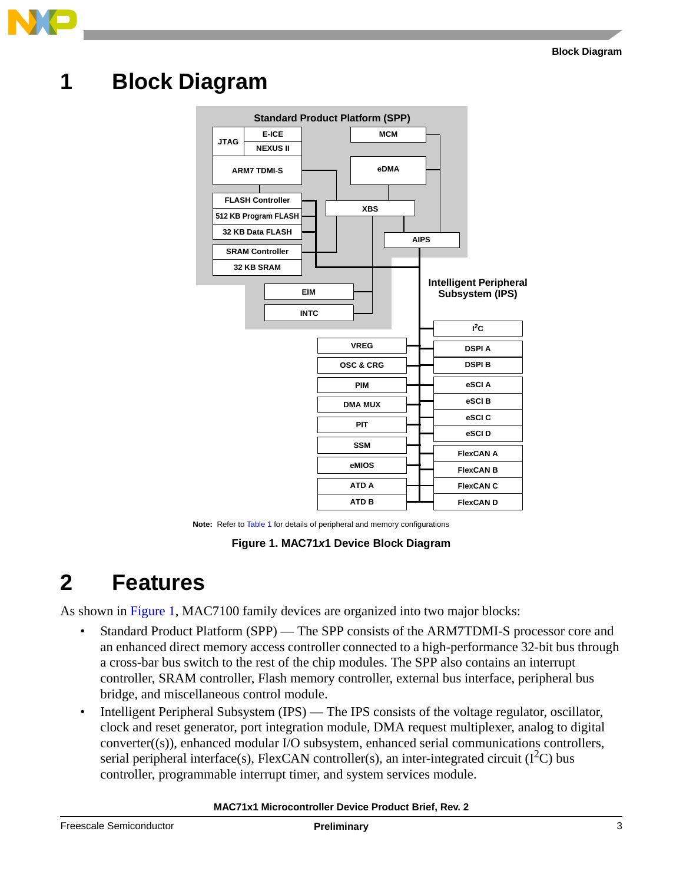# 1 Block Diagram

Standard Product Platform (SPP)

JTAG | E-ICE | NEXUS II | MCM | ARM7 TDMI-S | eDMA | FLASH Controller | 512 KB Program FLASH | 32 KB Data FLASH | XBS | AIPS | SRAM Controller | 32 KB SRAM | EIM | INTC

Intelligent Peripheral Subsystem (IPS)

I²C | VREG | DSPI A | OSC & CRG | DSPI B | PIM | eSCI A | DMA MUX | eSCI B | PIT | eSCI C | eSCI D | SSM | FlexCAN A | eMIOS | FlexCAN B | ATD A | FlexCAN C | ATD B | FlexCAN D

**Note:** Refer to Table 1 for details of peripheral and memory configurations

**Figure 1. MAC71x1 Device Block Diagram**

# 2 Features

As shown in Figure 1, MAC7100 family devices are organized into two major blocks:

- Standard Product Platform (SPP) — The SPP consists of the ARM7TDMI-S processor core and an enhanced direct memory access controller connected to a high-performance 32-bit bus through a cross-bar bus switch to the rest of the chip modules. The SPP also contains an interrupt controller, SRAM controller, Flash memory controller, external bus interface, peripheral bus bridge, and miscellaneous control module.
- Intelligent Peripheral Subsystem (IPS) — The IPS consists of the voltage regulator, oscillator, clock and reset generator, port integration module, DMA request multiplexer, analog to digital converter((s)), enhanced modular I/O subsystem, enhanced serial communications controllers, serial peripheral interface(s), FlexCAN controller(s), an inter-integrated circuit ($I^2C$) bus controller, programmable interrupt timer, and system services module.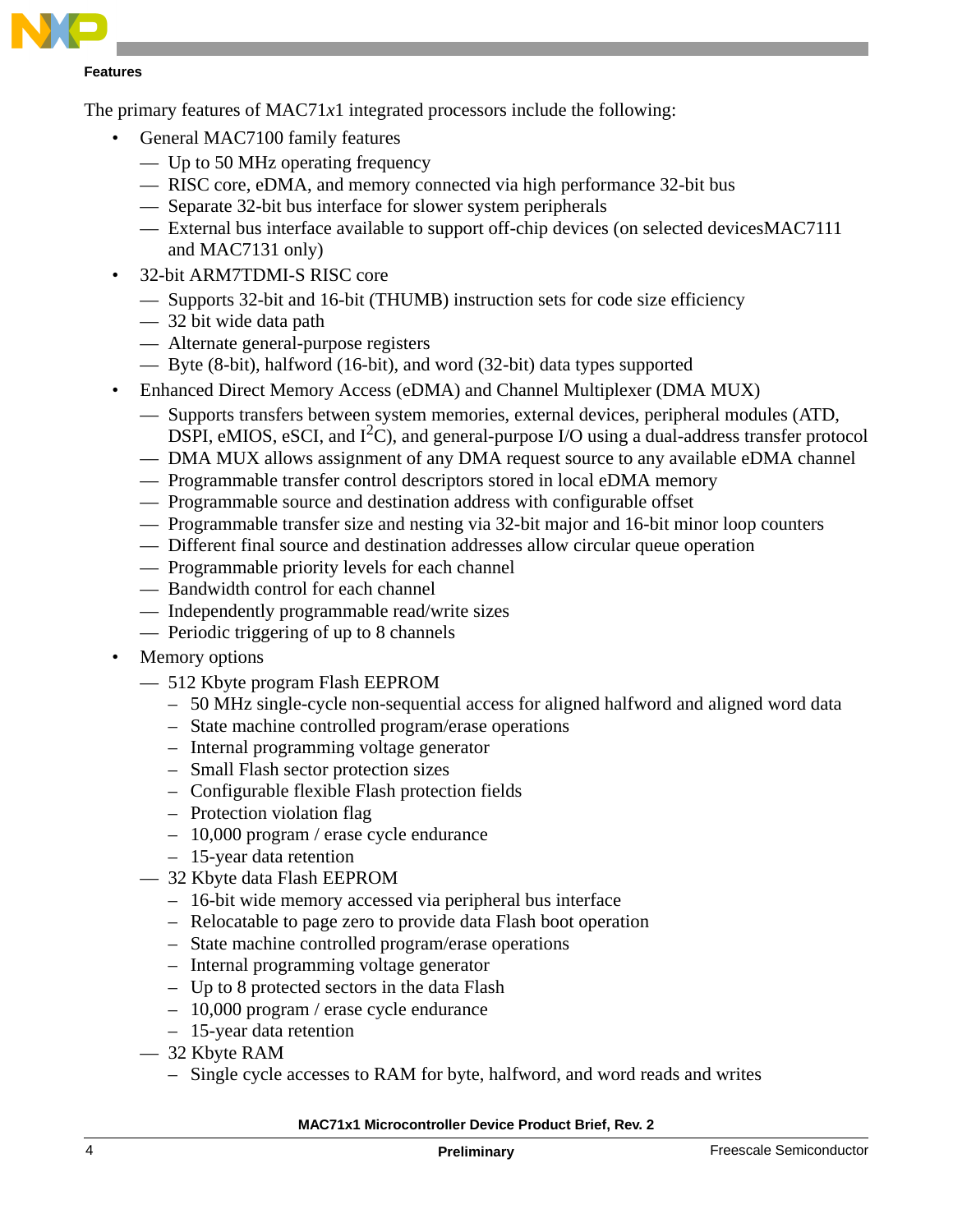The primary features of MAC71*x*1 integrated processors include the following:

- General MAC7100 family features
  - Up to 50 MHz operating frequency
  - RISC core, eDMA, and memory connected via high performance 32-bit bus
  - Separate 32-bit bus interface for slower system peripherals
  - External bus interface available to support off-chip devices (on selected devicesMAC7111 and MAC7131 only)
- 32-bit ARM7TDMI-S RISC core
  - Supports 32-bit and 16-bit (THUMB) instruction sets for code size efficiency
  - 32 bit wide data path
  - Alternate general-purpose registers
  - Byte (8-bit), halfword (16-bit), and word (32-bit) data types supported
- Enhanced Direct Memory Access (eDMA) and Channel Multiplexer (DMA MUX)
  - Supports transfers between system memories, external devices, peripheral modules (ATD, DSPI, eMIOS, eSCI, and $I^2C$), and general-purpose I/O using a dual-address transfer protocol
  - DMA MUX allows assignment of any DMA request source to any available eDMA channel
  - Programmable transfer control descriptors stored in local eDMA memory
  - Programmable source and destination address with configurable offset
  - Programmable transfer size and nesting via 32-bit major and 16-bit minor loop counters
  - Different final source and destination addresses allow circular queue operation
  - Programmable priority levels for each channel
  - Bandwidth control for each channel
  - Independently programmable read/write sizes
  - Periodic triggering of up to 8 channels
- Memory options
  - 512 Kbyte program Flash EEPROM
    - 50 MHz single-cycle non-sequential access for aligned halfword and aligned word data
    - State machine controlled program/erase operations
    - Internal programming voltage generator
    - Small Flash sector protection sizes
    - Configurable flexible Flash protection fields
    - Protection violation flag
    - 10,000 program / erase cycle endurance
    - 15-year data retention
  - 32 Kbyte data Flash EEPROM
    - 16-bit wide memory accessed via peripheral bus interface
    - Relocatable to page zero to provide data Flash boot operation
    - State machine controlled program/erase operations
    - Internal programming voltage generator
    - Up to 8 protected sectors in the data Flash
    - 10,000 program / erase cycle endurance
    - 15-year data retention
  - 32 Kbyte RAM
    - Single cycle accesses to RAM for byte, halfword, and word reads and writes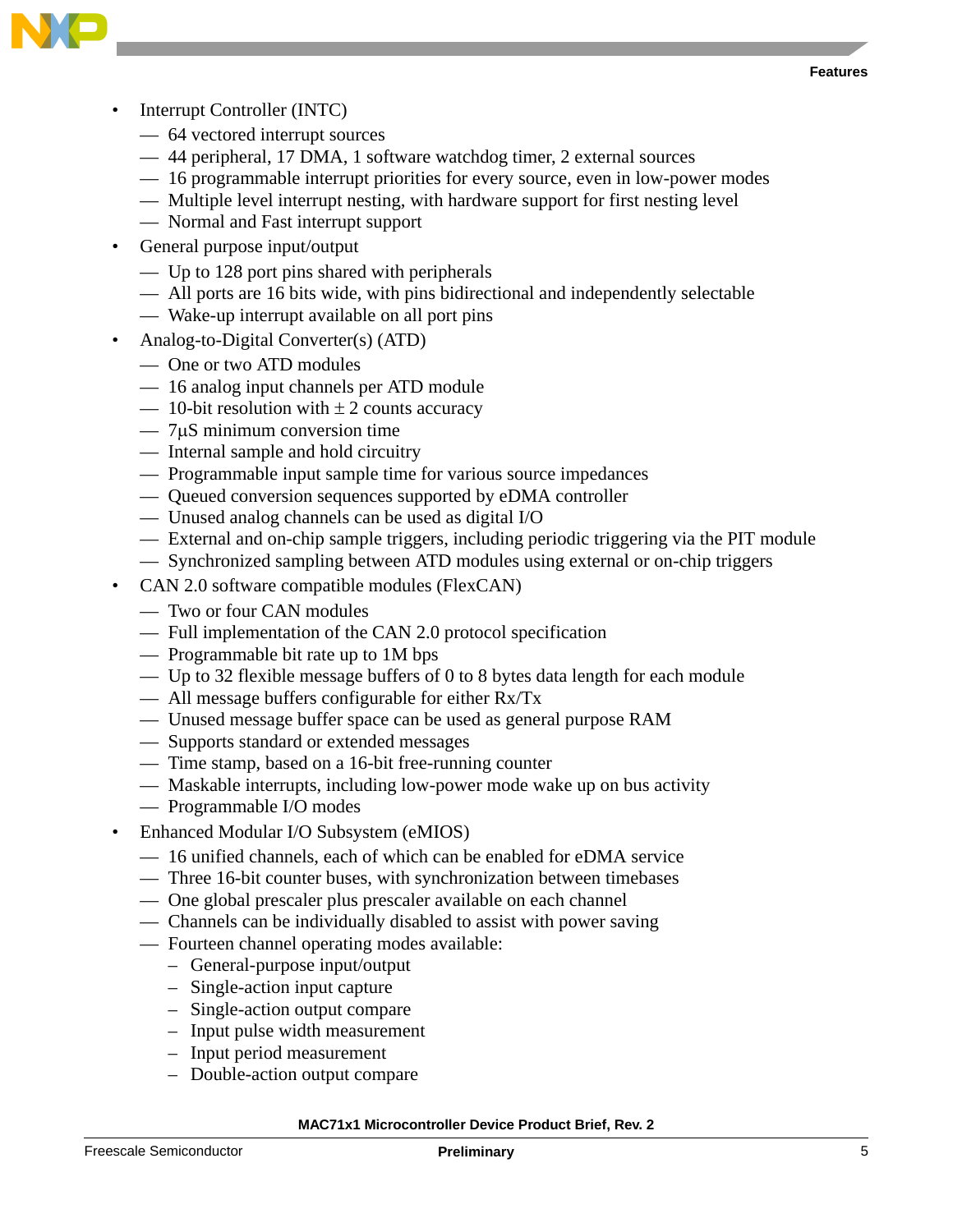- Interrupt Controller (INTC)
  - 64 vectored interrupt sources
  - 44 peripheral, 17 DMA, 1 software watchdog timer, 2 external sources
  - 16 programmable interrupt priorities for every source, even in low-power modes
  - Multiple level interrupt nesting, with hardware support for first nesting level
  - Normal and Fast interrupt support
- General purpose input/output
  - Up to 128 port pins shared with peripherals
  - All ports are 16 bits wide, with pins bidirectional and independently selectable
  - Wake-up interrupt available on all port pins
- Analog-to-Digital Converter(s) (ATD)
  - One or two ATD modules
  - 16 analog input channels per ATD module
  - 10-bit resolution with ± 2 counts accuracy
  - 7μS minimum conversion time
  - Internal sample and hold circuitry
  - Programmable input sample time for various source impedances
  - Queued conversion sequences supported by eDMA controller
  - Unused analog channels can be used as digital I/O
  - External and on-chip sample triggers, including periodic triggering via the PIT module
  - Synchronized sampling between ATD modules using external or on-chip triggers
- CAN 2.0 software compatible modules (FlexCAN)
  - Two or four CAN modules
  - Full implementation of the CAN 2.0 protocol specification
  - Programmable bit rate up to 1M bps
  - Up to 32 flexible message buffers of 0 to 8 bytes data length for each module
  - All message buffers configurable for either Rx/Tx
  - Unused message buffer space can be used as general purpose RAM
  - Supports standard or extended messages
  - Time stamp, based on a 16-bit free-running counter
  - Maskable interrupts, including low-power mode wake up on bus activity
  - Programmable I/O modes
- Enhanced Modular I/O Subsystem (eMIOS)
  - 16 unified channels, each of which can be enabled for eDMA service
  - Three 16-bit counter buses, with synchronization between timebases
  - One global prescaler plus prescaler available on each channel
  - Channels can be individually disabled to assist with power saving
  - Fourteen channel operating modes available:
    - General-purpose input/output
    - Single-action input capture
    - Single-action output compare
    - Input pulse width measurement
    - Input period measurement
    - Double-action output compare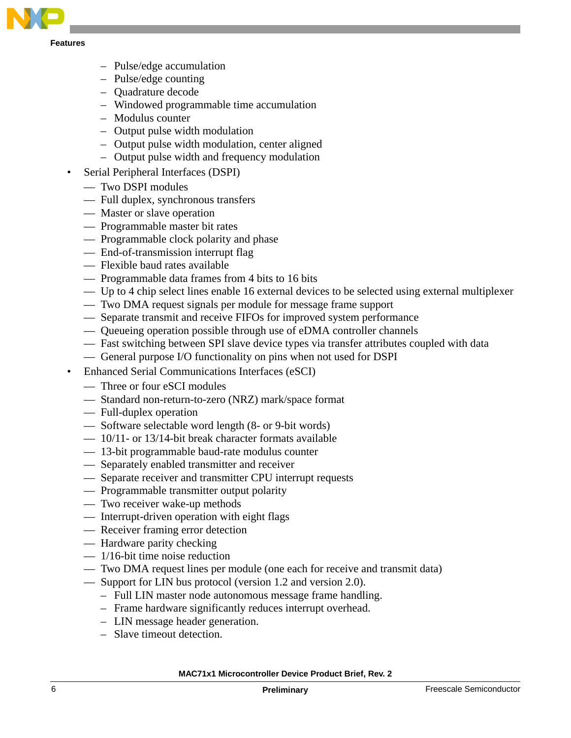- Pulse/edge accumulation
    - Pulse/edge counting
    - Quadrature decode
    - Windowed programmable time accumulation
    - Modulus counter
    - Output pulse width modulation
    - Output pulse width modulation, center aligned
    - Output pulse width and frequency modulation

- Serial Peripheral Interfaces (DSPI)
  - Two DSPI modules
  - Full duplex, synchronous transfers
  - Master or slave operation
  - Programmable master bit rates
  - Programmable clock polarity and phase
  - End-of-transmission interrupt flag
  - Flexible baud rates available
  - Programmable data frames from 4 bits to 16 bits
  - Up to 4 chip select lines enable 16 external devices to be selected using external multiplexer
  - Two DMA request signals per module for message frame support
  - Separate transmit and receive FIFOs for improved system performance
  - Queueing operation possible through use of eDMA controller channels
  - Fast switching between SPI slave device types via transfer attributes coupled with data
  - General purpose I/O functionality on pins when not used for DSPI
- Enhanced Serial Communications Interfaces (eSCI)
  - Three or four eSCI modules
  - Standard non-return-to-zero (NRZ) mark/space format
  - Full-duplex operation
  - Software selectable word length (8- or 9-bit words)
  - 10/11- or 13/14-bit break character formats available
  - 13-bit programmable baud-rate modulus counter
  - Separately enabled transmitter and receiver
  - Separate receiver and transmitter CPU interrupt requests
  - Programmable transmitter output polarity
  - Two receiver wake-up methods
  - Interrupt-driven operation with eight flags
  - Receiver framing error detection
  - Hardware parity checking
  - 1/16-bit time noise reduction
  - Two DMA request lines per module (one each for receive and transmit data)
  - Support for LIN bus protocol (version 1.2 and version 2.0).
    - Full LIN master node autonomous message frame handling.
    - Frame hardware significantly reduces interrupt overhead.
    - LIN message header generation.
    - Slave timeout detection.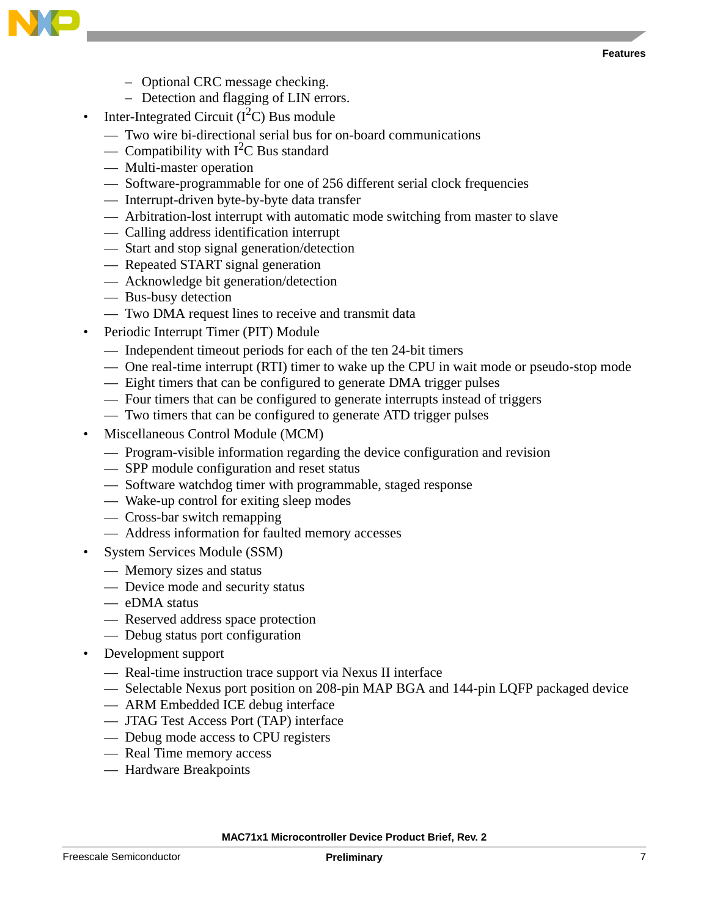- Optional CRC message checking.
    - Detection and flagging of LIN errors.
- Inter-Integrated Circuit ($I^2C$) Bus module
    - Two wire bi-directional serial bus for on-board communications
    - Compatibility with $I^2C$ Bus standard
    - Multi-master operation
    - Software-programmable for one of 256 different serial clock frequencies
    - Interrupt-driven byte-by-byte data transfer
    - Arbitration-lost interrupt with automatic mode switching from master to slave
    - Calling address identification interrupt
    - Start and stop signal generation/detection
    - Repeated START signal generation
    - Acknowledge bit generation/detection
    - Bus-busy detection
    - Two DMA request lines to receive and transmit data
- Periodic Interrupt Timer (PIT) Module
    - Independent timeout periods for each of the ten 24-bit timers
    - One real-time interrupt (RTI) timer to wake up the CPU in wait mode or pseudo-stop mode
    - Eight timers that can be configured to generate DMA trigger pulses
    - Four timers that can be configured to generate interrupts instead of triggers
    - Two timers that can be configured to generate ATD trigger pulses
- Miscellaneous Control Module (MCM)
    - Program-visible information regarding the device configuration and revision
    - SPP module configuration and reset status
    - Software watchdog timer with programmable, staged response
    - Wake-up control for exiting sleep modes
    - Cross-bar switch remapping
    - Address information for faulted memory accesses
- System Services Module (SSM)
    - Memory sizes and status
    - Device mode and security status
    - eDMA status
    - Reserved address space protection
    - Debug status port configuration
- Development support
    - Real-time instruction trace support via Nexus II interface
    - Selectable Nexus port position on 208-pin MAP BGA and 144-pin LQFP packaged device
    - ARM Embedded ICE debug interface
    - JTAG Test Access Port (TAP) interface
    - Debug mode access to CPU registers
    - Real Time memory access
    - Hardware Breakpoints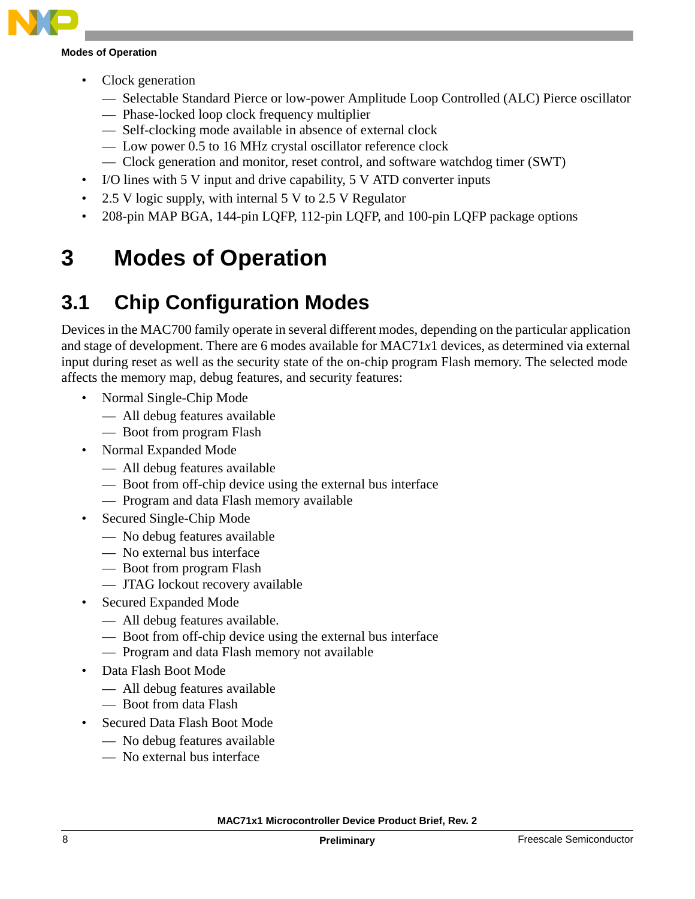- Clock generation
  - Selectable Standard Pierce or low-power Amplitude Loop Controlled (ALC) Pierce oscillator
  - Phase-locked loop clock frequency multiplier
  - Self-clocking mode available in absence of external clock
  - Low power 0.5 to 16 MHz crystal oscillator reference clock
  - Clock generation and monitor, reset control, and software watchdog timer (SWT)
- I/O lines with 5 V input and drive capability, 5 V ATD converter inputs
- 2.5 V logic supply, with internal 5 V to 2.5 V Regulator
- 208-pin MAP BGA, 144-pin LQFP, 112-pin LQFP, and 100-pin LQFP package options

# 3 Modes of Operation

## 3.1 Chip Configuration Modes

Devices in the MAC700 family operate in several different modes, depending on the particular application and stage of development. There are 6 modes available for MAC71*x*1 devices, as determined via external input during reset as well as the security state of the on-chip program Flash memory. The selected mode affects the memory map, debug features, and security features:

- Normal Single-Chip Mode
  - All debug features available
  - Boot from program Flash
- Normal Expanded Mode
  - All debug features available
  - Boot from off-chip device using the external bus interface
  - Program and data Flash memory available
- Secured Single-Chip Mode
  - No debug features available
  - No external bus interface
  - Boot from program Flash
  - JTAG lockout recovery available
- Secured Expanded Mode
  - All debug features available.
  - Boot from off-chip device using the external bus interface
  - Program and data Flash memory not available
- Data Flash Boot Mode
  - All debug features available
  - Boot from data Flash
- Secured Data Flash Boot Mode
  - No debug features available
  - No external bus interface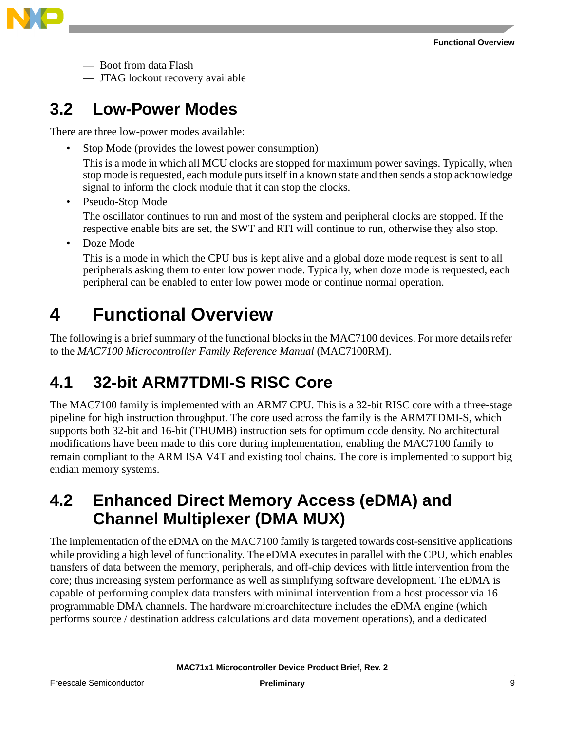- Boot from data Flash
- JTAG lockout recovery available

## 3.2 Low-Power Modes

There are three low-power modes available:

- Stop Mode (provides the lowest power consumption)

  This is a mode in which all MCU clocks are stopped for maximum power savings. Typically, when stop mode is requested, each module puts itself in a known state and then sends a stop acknowledge signal to inform the clock module that it can stop the clocks.

- Pseudo-Stop Mode

  The oscillator continues to run and most of the system and peripheral clocks are stopped. If the respective enable bits are set, the SWT and RTI will continue to run, otherwise they also stop.

- Doze Mode

  This is a mode in which the CPU bus is kept alive and a global doze mode request is sent to all peripherals asking them to enter low power mode. Typically, when doze mode is requested, each peripheral can be enabled to enter low power mode or continue normal operation.

# 4 Functional Overview

The following is a brief summary of the functional blocks in the MAC7100 devices. For more details refer to the *MAC7100 Microcontroller Family Reference Manual* (MAC7100RM).

## 4.1 32-bit ARM7TDMI-S RISC Core

The MAC7100 family is implemented with an ARM7 CPU. This is a 32-bit RISC core with a three-stage pipeline for high instruction throughput. The core used across the family is the ARM7TDMI-S, which supports both 32-bit and 16-bit (THUMB) instruction sets for optimum code density. No architectural modifications have been made to this core during implementation, enabling the MAC7100 family to remain compliant to the ARM ISA V4T and existing tool chains. The core is implemented to support big endian memory systems.

## 4.2 Enhanced Direct Memory Access (eDMA) and Channel Multiplexer (DMA MUX)

The implementation of the eDMA on the MAC7100 family is targeted towards cost-sensitive applications while providing a high level of functionality. The eDMA executes in parallel with the CPU, which enables transfers of data between the memory, peripherals, and off-chip devices with little intervention from the core; thus increasing system performance as well as simplifying software development. The eDMA is capable of performing complex data transfers with minimal intervention from a host processor via 16 programmable DMA channels. The hardware microarchitecture includes the eDMA engine (which performs source / destination address calculations and data movement operations), and a dedicated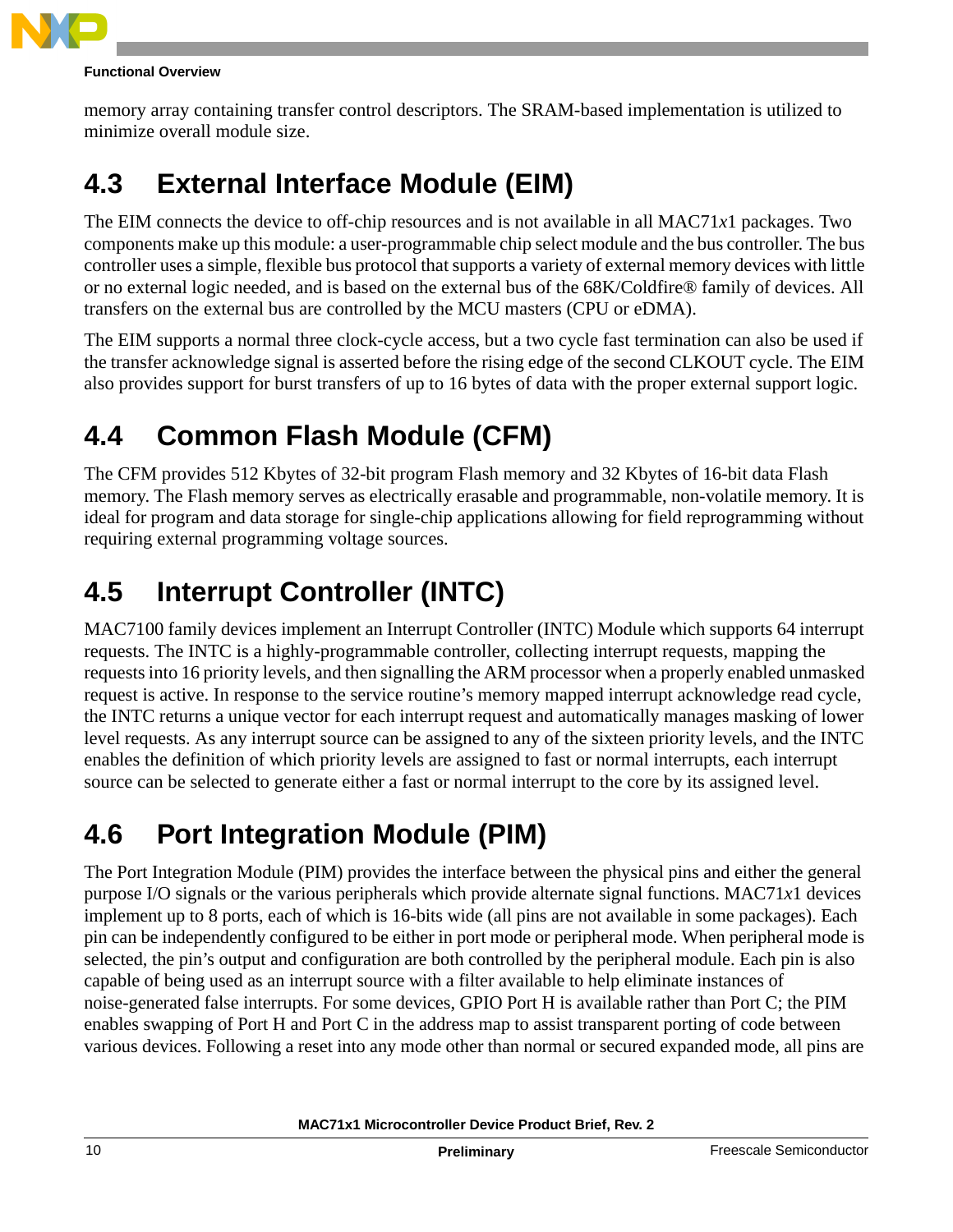memory array containing transfer control descriptors. The SRAM-based implementation is utilized to minimize overall module size.

## 4.3 External Interface Module (EIM)

The EIM connects the device to off-chip resources and is not available in all MAC71*x*1 packages. Two components make up this module: a user-programmable chip select module and the bus controller. The bus controller uses a simple, flexible bus protocol that supports a variety of external memory devices with little or no external logic needed, and is based on the external bus of the 68K/Coldfire® family of devices. All transfers on the external bus are controlled by the MCU masters (CPU or eDMA).

The EIM supports a normal three clock-cycle access, but a two cycle fast termination can also be used if the transfer acknowledge signal is asserted before the rising edge of the second CLKOUT cycle. The EIM also provides support for burst transfers of up to 16 bytes of data with the proper external support logic.

## 4.4 Common Flash Module (CFM)

The CFM provides 512 Kbytes of 32-bit program Flash memory and 32 Kbytes of 16-bit data Flash memory. The Flash memory serves as electrically erasable and programmable, non-volatile memory. It is ideal for program and data storage for single-chip applications allowing for field reprogramming without requiring external programming voltage sources.

## 4.5 Interrupt Controller (INTC)

MAC7100 family devices implement an Interrupt Controller (INTC) Module which supports 64 interrupt requests. The INTC is a highly-programmable controller, collecting interrupt requests, mapping the requests into 16 priority levels, and then signalling the ARM processor when a properly enabled unmasked request is active. In response to the service routine's memory mapped interrupt acknowledge read cycle, the INTC returns a unique vector for each interrupt request and automatically manages masking of lower level requests. As any interrupt source can be assigned to any of the sixteen priority levels, and the INTC enables the definition of which priority levels are assigned to fast or normal interrupts, each interrupt source can be selected to generate either a fast or normal interrupt to the core by its assigned level.

## 4.6 Port Integration Module (PIM)

The Port Integration Module (PIM) provides the interface between the physical pins and either the general purpose I/O signals or the various peripherals which provide alternate signal functions. MAC71*x*1 devices implement up to 8 ports, each of which is 16-bits wide (all pins are not available in some packages). Each pin can be independently configured to be either in port mode or peripheral mode. When peripheral mode is selected, the pin's output and configuration are both controlled by the peripheral module. Each pin is also capable of being used as an interrupt source with a filter available to help eliminate instances of noise-generated false interrupts. For some devices, GPIO Port H is available rather than Port C; the PIM enables swapping of Port H and Port C in the address map to assist transparent porting of code between various devices. Following a reset into any mode other than normal or secured expanded mode, all pins are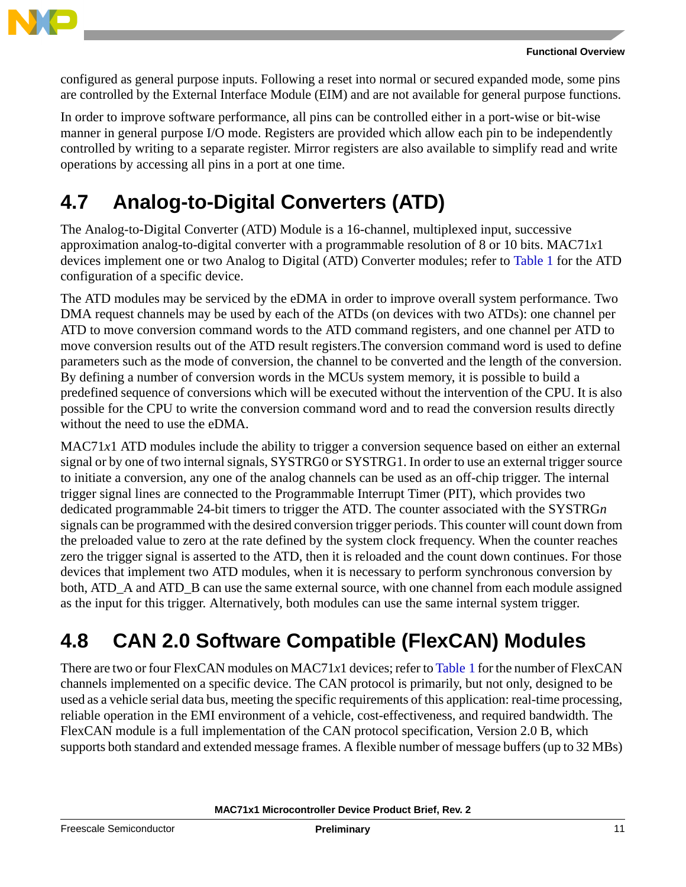configured as general purpose inputs. Following a reset into normal or secured expanded mode, some pins are controlled by the External Interface Module (EIM) and are not available for general purpose functions.

In order to improve software performance, all pins can be controlled either in a port-wise or bit-wise manner in general purpose I/O mode. Registers are provided which allow each pin to be independently controlled by writing to a separate register. Mirror registers are also available to simplify read and write operations by accessing all pins in a port at one time.

## 4.7 Analog-to-Digital Converters (ATD)

The Analog-to-Digital Converter (ATD) Module is a 16-channel, multiplexed input, successive approximation analog-to-digital converter with a programmable resolution of 8 or 10 bits. MAC71*x*1 devices implement one or two Analog to Digital (ATD) Converter modules; refer to Table 1 for the ATD configuration of a specific device.

The ATD modules may be serviced by the eDMA in order to improve overall system performance. Two DMA request channels may be used by each of the ATDs (on devices with two ATDs): one channel per ATD to move conversion command words to the ATD command registers, and one channel per ATD to move conversion results out of the ATD result registers.The conversion command word is used to define parameters such as the mode of conversion, the channel to be converted and the length of the conversion. By defining a number of conversion words in the MCUs system memory, it is possible to build a predefined sequence of conversions which will be executed without the intervention of the CPU. It is also possible for the CPU to write the conversion command word and to read the conversion results directly without the need to use the eDMA.

MAC71*x*1 ATD modules include the ability to trigger a conversion sequence based on either an external signal or by one of two internal signals, SYSTRG0 or SYSTRG1. In order to use an external trigger source to initiate a conversion, any one of the analog channels can be used as an off-chip trigger. The internal trigger signal lines are connected to the Programmable Interrupt Timer (PIT), which provides two dedicated programmable 24-bit timers to trigger the ATD. The counter associated with the SYSTRG*n* signals can be programmed with the desired conversion trigger periods. This counter will count down from the preloaded value to zero at the rate defined by the system clock frequency. When the counter reaches zero the trigger signal is asserted to the ATD, then it is reloaded and the count down continues. For those devices that implement two ATD modules, when it is necessary to perform synchronous conversion by both, ATD_A and ATD_B can use the same external source, with one channel from each module assigned as the input for this trigger. Alternatively, both modules can use the same internal system trigger.

## 4.8 CAN 2.0 Software Compatible (FlexCAN) Modules

There are two or four FlexCAN modules on MAC71*x*1 devices; refer to Table 1 for the number of FlexCAN channels implemented on a specific device. The CAN protocol is primarily, but not only, designed to be used as a vehicle serial data bus, meeting the specific requirements of this application: real-time processing, reliable operation in the EMI environment of a vehicle, cost-effectiveness, and required bandwidth. The FlexCAN module is a full implementation of the CAN protocol specification, Version 2.0 B, which supports both standard and extended message frames. A flexible number of message buffers (up to 32 MBs)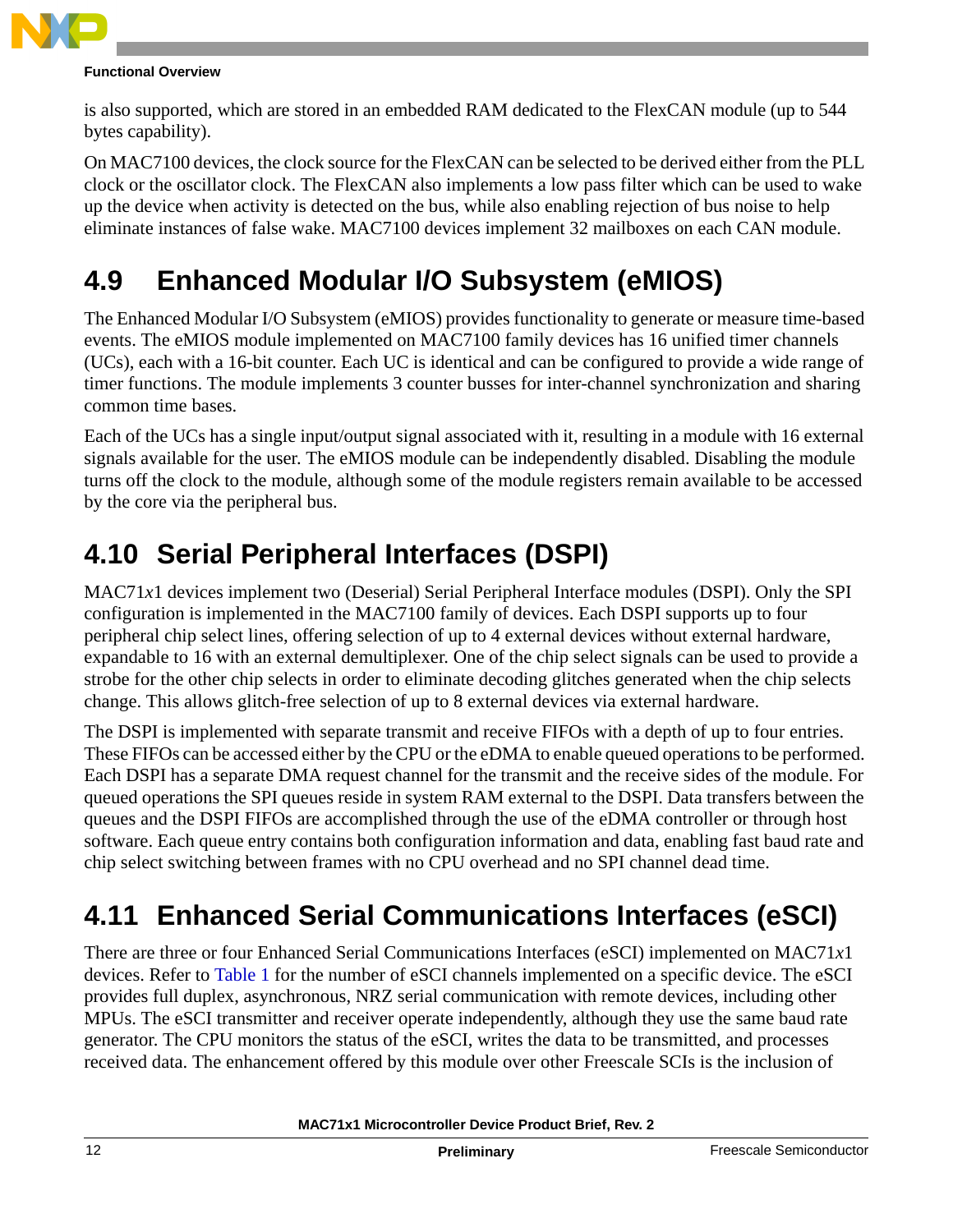is also supported, which are stored in an embedded RAM dedicated to the FlexCAN module (up to 544 bytes capability).

On MAC7100 devices, the clock source for the FlexCAN can be selected to be derived either from the PLL clock or the oscillator clock. The FlexCAN also implements a low pass filter which can be used to wake up the device when activity is detected on the bus, while also enabling rejection of bus noise to help eliminate instances of false wake. MAC7100 devices implement 32 mailboxes on each CAN module.

## 4.9 Enhanced Modular I/O Subsystem (eMIOS)

The Enhanced Modular I/O Subsystem (eMIOS) provides functionality to generate or measure time-based events. The eMIOS module implemented on MAC7100 family devices has 16 unified timer channels (UCs), each with a 16-bit counter. Each UC is identical and can be configured to provide a wide range of timer functions. The module implements 3 counter busses for inter-channel synchronization and sharing common time bases.

Each of the UCs has a single input/output signal associated with it, resulting in a module with 16 external signals available for the user. The eMIOS module can be independently disabled. Disabling the module turns off the clock to the module, although some of the module registers remain available to be accessed by the core via the peripheral bus.

## 4.10 Serial Peripheral Interfaces (DSPI)

MAC71*x*1 devices implement two (Deserial) Serial Peripheral Interface modules (DSPI). Only the SPI configuration is implemented in the MAC7100 family of devices. Each DSPI supports up to four peripheral chip select lines, offering selection of up to 4 external devices without external hardware, expandable to 16 with an external demultiplexer. One of the chip select signals can be used to provide a strobe for the other chip selects in order to eliminate decoding glitches generated when the chip selects change. This allows glitch-free selection of up to 8 external devices via external hardware.

The DSPI is implemented with separate transmit and receive FIFOs with a depth of up to four entries. These FIFOs can be accessed either by the CPU or the eDMA to enable queued operations to be performed. Each DSPI has a separate DMA request channel for the transmit and the receive sides of the module. For queued operations the SPI queues reside in system RAM external to the DSPI. Data transfers between the queues and the DSPI FIFOs are accomplished through the use of the eDMA controller or through host software. Each queue entry contains both configuration information and data, enabling fast baud rate and chip select switching between frames with no CPU overhead and no SPI channel dead time.

## 4.11 Enhanced Serial Communications Interfaces (eSCI)

There are three or four Enhanced Serial Communications Interfaces (eSCI) implemented on MAC71*x*1 devices. Refer to Table 1 for the number of eSCI channels implemented on a specific device. The eSCI provides full duplex, asynchronous, NRZ serial communication with remote devices, including other MPUs. The eSCI transmitter and receiver operate independently, although they use the same baud rate generator. The CPU monitors the status of the eSCI, writes the data to be transmitted, and processes received data. The enhancement offered by this module over other Freescale SCIs is the inclusion of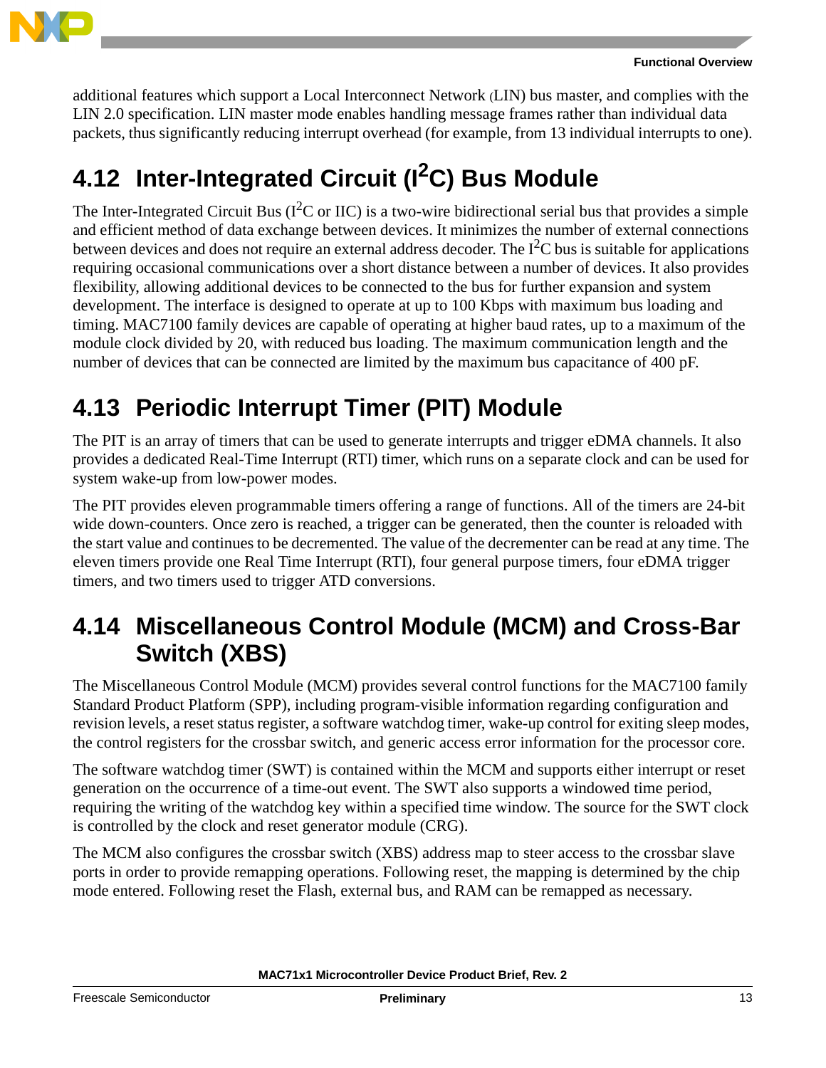additional features which support a Local Interconnect Network (LIN) bus master, and complies with the LIN 2.0 specification. LIN master mode enables handling message frames rather than individual data packets, thus significantly reducing interrupt overhead (for example, from 13 individual interrupts to one).

## 4.12 Inter-Integrated Circuit ($I^2C$) Bus Module

The Inter-Integrated Circuit Bus ($I^2C$ or IIC) is a two-wire bidirectional serial bus that provides a simple and efficient method of data exchange between devices. It minimizes the number of external connections between devices and does not require an external address decoder. The $I^2C$ bus is suitable for applications requiring occasional communications over a short distance between a number of devices. It also provides flexibility, allowing additional devices to be connected to the bus for further expansion and system development. The interface is designed to operate at up to 100 Kbps with maximum bus loading and timing. MAC7100 family devices are capable of operating at higher baud rates, up to a maximum of the module clock divided by 20, with reduced bus loading. The maximum communication length and the number of devices that can be connected are limited by the maximum bus capacitance of 400 pF.

## 4.13 Periodic Interrupt Timer (PIT) Module

The PIT is an array of timers that can be used to generate interrupts and trigger eDMA channels. It also provides a dedicated Real-Time Interrupt (RTI) timer, which runs on a separate clock and can be used for system wake-up from low-power modes.

The PIT provides eleven programmable timers offering a range of functions. All of the timers are 24-bit wide down-counters. Once zero is reached, a trigger can be generated, then the counter is reloaded with the start value and continues to be decremented. The value of the decrementer can be read at any time. The eleven timers provide one Real Time Interrupt (RTI), four general purpose timers, four eDMA trigger timers, and two timers used to trigger ATD conversions.

## 4.14 Miscellaneous Control Module (MCM) and Cross-Bar Switch (XBS)

The Miscellaneous Control Module (MCM) provides several control functions for the MAC7100 family Standard Product Platform (SPP), including program-visible information regarding configuration and revision levels, a reset status register, a software watchdog timer, wake-up control for exiting sleep modes, the control registers for the crossbar switch, and generic access error information for the processor core.

The software watchdog timer (SWT) is contained within the MCM and supports either interrupt or reset generation on the occurrence of a time-out event. The SWT also supports a windowed time period, requiring the writing of the watchdog key within a specified time window. The source for the SWT clock is controlled by the clock and reset generator module (CRG).

The MCM also configures the crossbar switch (XBS) address map to steer access to the crossbar slave ports in order to provide remapping operations. Following reset, the mapping is determined by the chip mode entered. Following reset the Flash, external bus, and RAM can be remapped as necessary.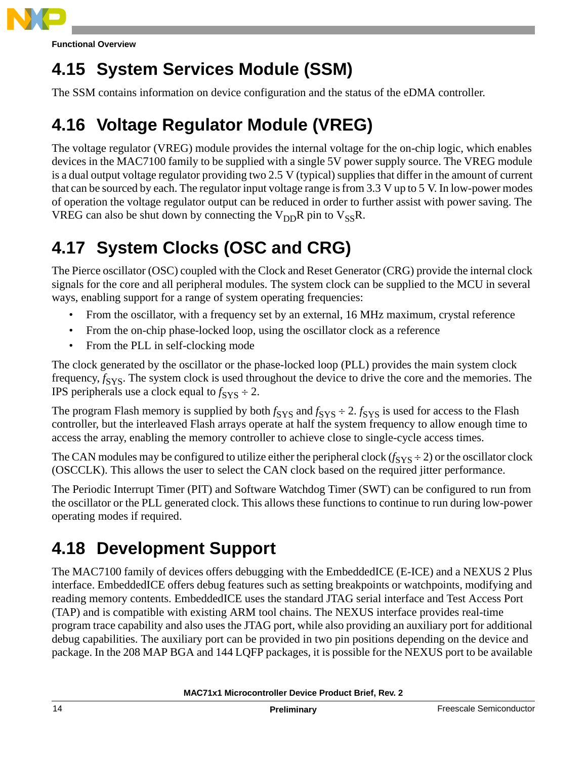## 4.15 System Services Module (SSM)

The SSM contains information on device configuration and the status of the eDMA controller.

## 4.16 Voltage Regulator Module (VREG)

The voltage regulator (VREG) module provides the internal voltage for the on-chip logic, which enables devices in the MAC7100 family to be supplied with a single 5V power supply source. The VREG module is a dual output voltage regulator providing two 2.5 V (typical) supplies that differ in the amount of current that can be sourced by each. The regulator input voltage range is from 3.3 V up to 5 V. In low-power modes of operation the voltage regulator output can be reduced in order to further assist with power saving. The VREG can also be shut down by connecting the $V_{DD}R$ pin to $V_{SS}R$.

## 4.17 System Clocks (OSC and CRG)

The Pierce oscillator (OSC) coupled with the Clock and Reset Generator (CRG) provide the internal clock signals for the core and all peripheral modules. The system clock can be supplied to the MCU in several ways, enabling support for a range of system operating frequencies:

- From the oscillator, with a frequency set by an external, 16 MHz maximum, crystal reference
- From the on-chip phase-locked loop, using the oscillator clock as a reference
- From the PLL in self-clocking mode

The clock generated by the oscillator or the phase-locked loop (PLL) provides the main system clock frequency, $f_{SYS}$. The system clock is used throughout the device to drive the core and the memories. The IPS peripherals use a clock equal to $f_{SYS} \div 2$.

The program Flash memory is supplied by both $f_{SYS}$ and $f_{SYS} \div 2$. $f_{SYS}$ is used for access to the Flash controller, but the interleaved Flash arrays operate at half the system frequency to allow enough time to access the array, enabling the memory controller to achieve close to single-cycle access times.

The CAN modules may be configured to utilize either the peripheral clock ($f_{SYS} \div 2$) or the oscillator clock (OSCCLK). This allows the user to select the CAN clock based on the required jitter performance.

The Periodic Interrupt Timer (PIT) and Software Watchdog Timer (SWT) can be configured to run from the oscillator or the PLL generated clock. This allows these functions to continue to run during low-power operating modes if required.

## 4.18 Development Support

The MAC7100 family of devices offers debugging with the EmbeddedICE (E-ICE) and a NEXUS 2 Plus interface. EmbeddedICE offers debug features such as setting breakpoints or watchpoints, modifying and reading memory contents. EmbeddedICE uses the standard JTAG serial interface and Test Access Port (TAP) and is compatible with existing ARM tool chains. The NEXUS interface provides real-time program trace capability and also uses the JTAG port, while also providing an auxiliary port for additional debug capabilities. The auxiliary port can be provided in two pin positions depending on the device and package. In the 208 MAP BGA and 144 LQFP packages, it is possible for the NEXUS port to be available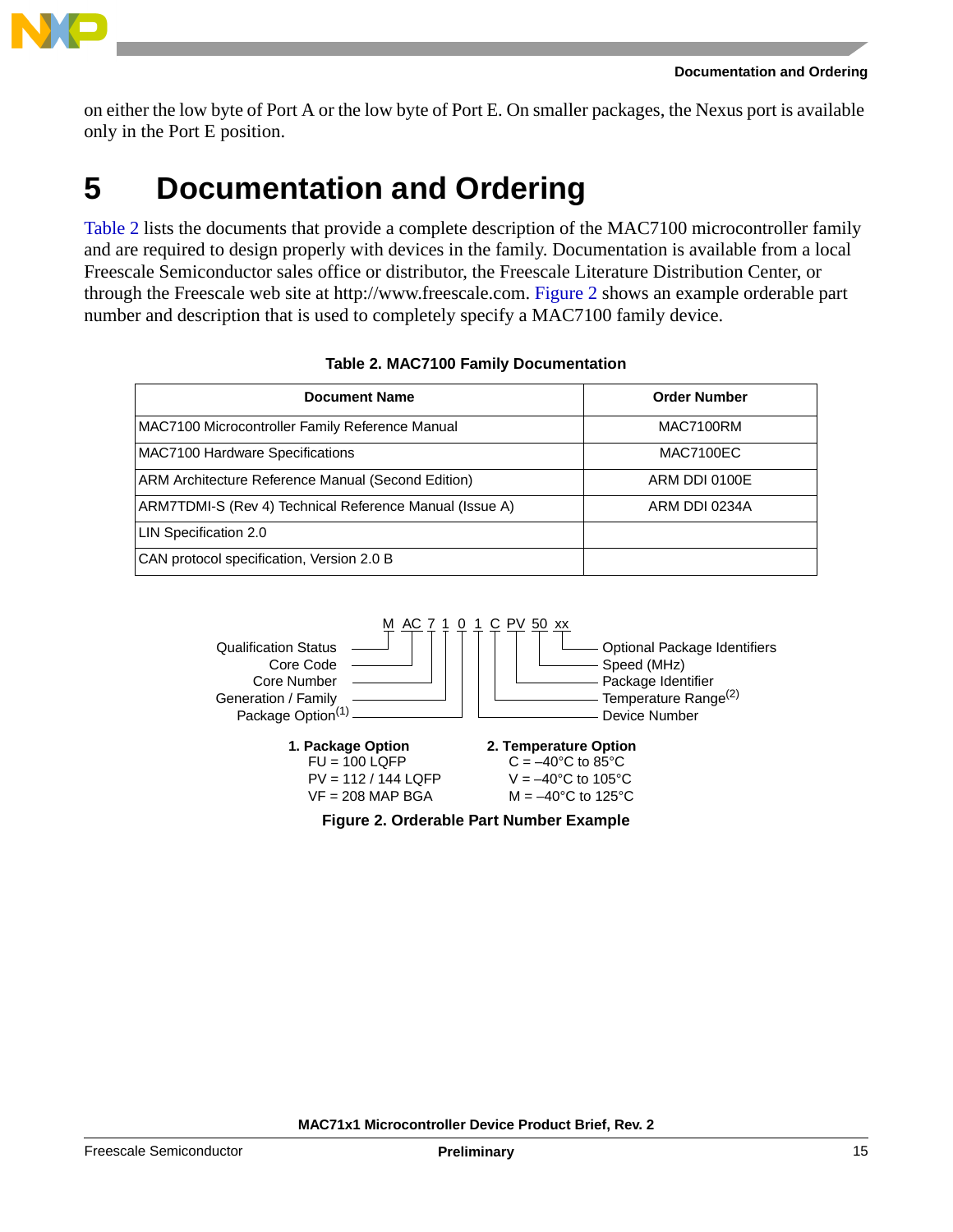on either the low byte of Port A or the low byte of Port E. On smaller packages, the Nexus port is available only in the Port E position.

# 5 Documentation and Ordering

Table 2 lists the documents that provide a complete description of the MAC7100 microcontroller family and are required to design properly with devices in the family. Documentation is available from a local Freescale Semiconductor sales office or distributor, the Freescale Literature Distribution Center, or through the Freescale web site at http://www.freescale.com. Figure 2 shows an example orderable part number and description that is used to completely specify a MAC7100 family device.

**Table 2. MAC7100 Family Documentation**

| Document Name | Order Number |
|---|---|
| MAC7100 Microcontroller Family Reference Manual | MAC7100RM |
| MAC7100 Hardware Specifications | MAC7100EC |
| ARM Architecture Reference Manual (Second Edition) | ARM DDI 0100E |
| ARM7TDMI-S (Rev 4) Technical Reference Manual (Issue A) | ARM DDI 0234A |
| LIN Specification 2.0 | |
| CAN protocol specification, Version 2.0 B | |

```
                      M  AC  7  1  0  1  C  PV  50  xx
Qualification Status  ─┘   │  │  │  │  │  │   │   │   └── Optional Package Identifiers
Core Code  ────────────────┘  │  │  │  │  │   │   └────── Speed (MHz)
Core Number  ─────────────────┘  │  │  │  │   └────────── Package Identifier
Generation / Family  ────────────┘  │  │  └────────────── Temperature Range(2)
Package Option(1)  ─────────────────┘  └───────────────── Device Number
```

**1. Package Option**
FU = 100 LQFP
PV = 112 / 144 LQFP
VF = 208 MAP BGA

**2. Temperature Option**
C = –40°C to 85°C
V = –40°C to 105°C
M = –40°C to 125°C

**Figure 2. Orderable Part Number Example**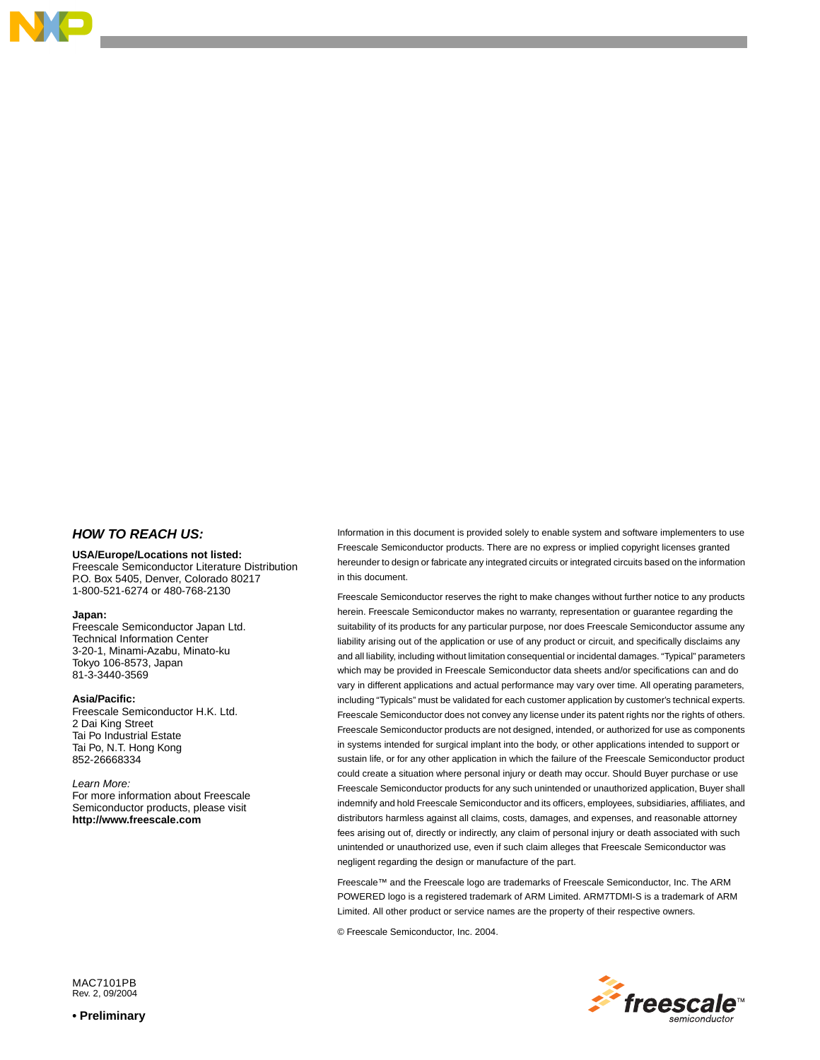### *HOW TO REACH US:*

**USA/Europe/Locations not listed:**
Freescale Semiconductor Literature Distribution
P.O. Box 5405, Denver, Colorado 80217
1-800-521-6274 or 480-768-2130

**Japan:**
Freescale Semiconductor Japan Ltd.
Technical Information Center
3-20-1, Minami-Azabu, Minato-ku
Tokyo 106-8573, Japan
81-3-3440-3569

**Asia/Pacific:**
Freescale Semiconductor H.K. Ltd.
2 Dai King Street
Tai Po Industrial Estate
Tai Po, N.T. Hong Kong
852-26668334

*Learn More:*
For more information about Freescale Semiconductor products, please visit
**http://www.freescale.com**

Information in this document is provided solely to enable system and software implementers to use Freescale Semiconductor products. There are no express or implied copyright licenses granted hereunder to design or fabricate any integrated circuits or integrated circuits based on the information in this document.

Freescale Semiconductor reserves the right to make changes without further notice to any products herein. Freescale Semiconductor makes no warranty, representation or guarantee regarding the suitability of its products for any particular purpose, nor does Freescale Semiconductor assume any liability arising out of the application or use of any product or circuit, and specifically disclaims any and all liability, including without limitation consequential or incidental damages. "Typical" parameters which may be provided in Freescale Semiconductor data sheets and/or specifications can and do vary in different applications and actual performance may vary over time. All operating parameters, including "Typicals" must be validated for each customer application by customer's technical experts. Freescale Semiconductor does not convey any license under its patent rights nor the rights of others. Freescale Semiconductor products are not designed, intended, or authorized for use as components in systems intended for surgical implant into the body, or other applications intended to support or sustain life, or for any other application in which the failure of the Freescale Semiconductor product could create a situation where personal injury or death may occur. Should Buyer purchase or use Freescale Semiconductor products for any such unintended or unauthorized application, Buyer shall indemnify and hold Freescale Semiconductor and its officers, employees, subsidiaries, affiliates, and distributors harmless against all claims, costs, damages, and expenses, and reasonable attorney fees arising out of, directly or indirectly, any claim of personal injury or death associated with such unintended or unauthorized use, even if such claim alleges that Freescale Semiconductor was negligent regarding the design or manufacture of the part.

Freescale™ and the Freescale logo are trademarks of Freescale Semiconductor, Inc. The ARM POWERED logo is a registered trademark of ARM Limited. ARM7TDMI-S is a trademark of ARM Limited. All other product or service names are the property of their respective owners.

© Freescale Semiconductor, Inc. 2004.

MAC7101PB
Rev. 2, 09/2004

**• Preliminary**